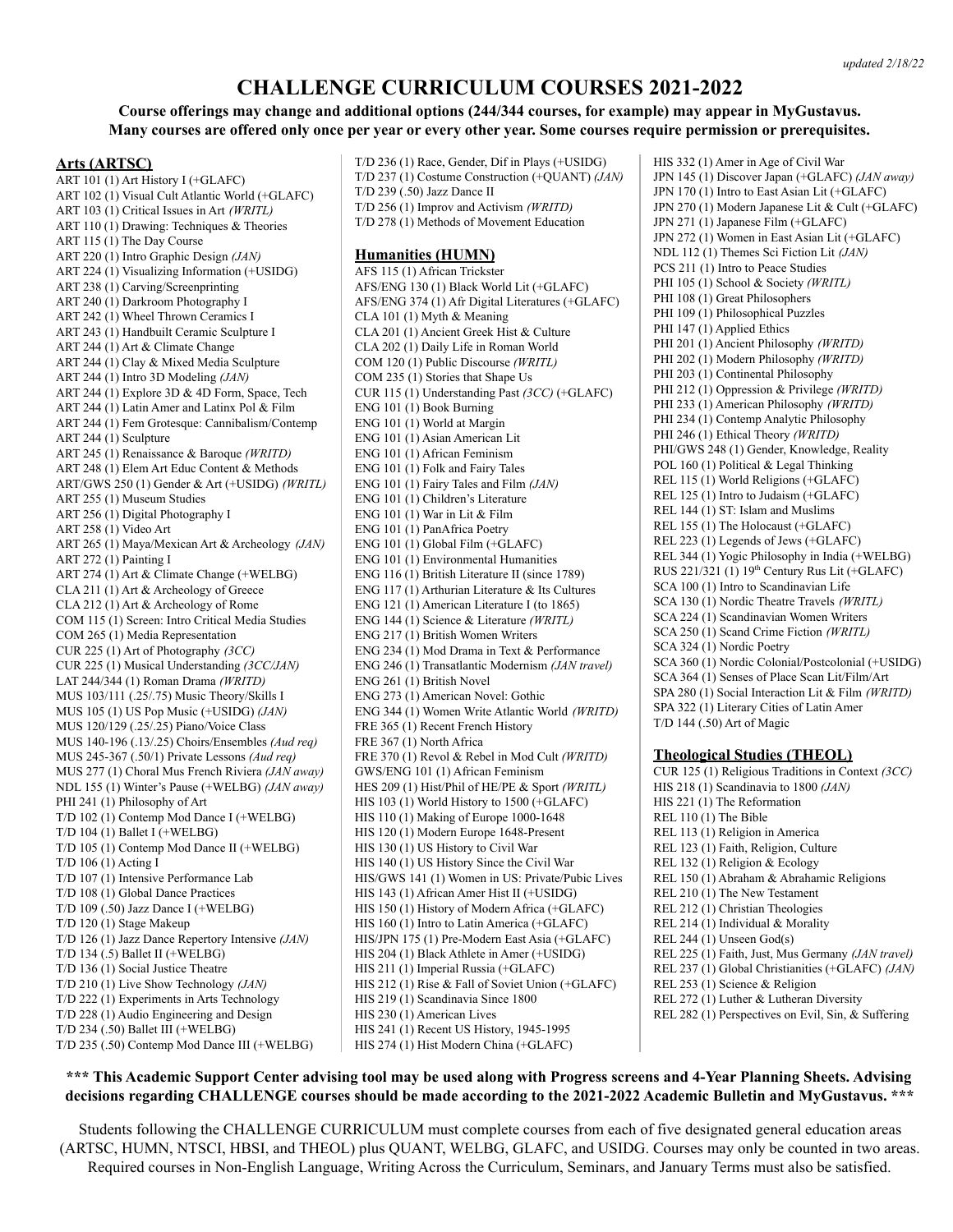updated 2/18/22

# CHALLENGE CURRICULUM COURSES 2021-2022

**Course offerings may change and additional options (244/344 courses, for example) may appear in MyGustavus. Many courses are offered only once per year or every other year. Some courses require permission or prerequisites.**

## Arts (ARTSC)

ART 101 (1) Art History I (+GLAFC)
ART 102 (1) Visual Cult Atlantic World (+GLAFC)
ART 103 (1) Critical Issues in Art *(WRITL)*
ART 110 (1) Drawing: Techniques & Theories
ART 115 (1) The Day Course
ART 220 (1) Intro Graphic Design *(JAN)*
ART 224 (1) Visualizing Information (+USIDG)
ART 238 (1) Carving/Screenprinting
ART 240 (1) Darkroom Photography I
ART 242 (1) Wheel Thrown Ceramics I
ART 243 (1) Handbuilt Ceramic Sculpture I
ART 244 (1) Art & Climate Change
ART 244 (1) Clay & Mixed Media Sculpture
ART 244 (1) Intro 3D Modeling *(JAN)*
ART 244 (1) Explore 3D & 4D Form, Space, Tech
ART 244 (1) Latin Amer and Latinx Pol & Film
ART 244 (1) Fem Grotesque: Cannibalism/Contemp
ART 244 (1) Sculpture
ART 245 (1) Renaissance & Baroque *(WRITD)*
ART 248 (1) Elem Art Educ Content & Methods
ART/GWS 250 (1) Gender & Art (+USIDG) *(WRITL)*
ART 255 (1) Museum Studies
ART 256 (1) Digital Photography I
ART 258 (1) Video Art
ART 265 (1) Maya/Mexican Art & Archeology *(JAN)*
ART 272 (1) Painting I
ART 274 (1) Art & Climate Change (+WELBG)
CLA 211 (1) Art & Archeology of Greece
CLA 212 (1) Art & Archeology of Rome
COM 115 (1) Screen: Intro Critical Media Studies
COM 265 (1) Media Representation
CUR 225 (1) Art of Photography *(3CC)*
CUR 225 (1) Musical Understanding *(3CC/JAN)*
LAT 244/344 (1) Roman Drama *(WRITD)*
MUS 103/111 (.25/.75) Music Theory/Skills I
MUS 105 (1) US Pop Music (+USIDG) *(JAN)*
MUS 120/129 (.25/.25) Piano/Voice Class
MUS 140-196 (.13/.25) Choirs/Ensembles *(Aud req)*
MUS 245-367 (.50/1) Private Lessons *(Aud req)*
MUS 277 (1) Choral Mus French Riviera *(JAN away)*
NDL 155 (1) Winter's Pause (+WELBG) *(JAN away)*
PHI 241 (1) Philosophy of Art
T/D 102 (1) Contemp Mod Dance I (+WELBG)
T/D 104 (1) Ballet I (+WELBG)
T/D 105 (1) Contemp Mod Dance II (+WELBG)
T/D 106 (1) Acting I
T/D 107 (1) Intensive Performance Lab
T/D 108 (1) Global Dance Practices
T/D 109 (.50) Jazz Dance I (+WELBG)
T/D 120 (1) Stage Makeup
T/D 126 (1) Jazz Dance Repertory Intensive *(JAN)*
T/D 134 (.5) Ballet II (+WELBG)
T/D 136 (1) Social Justice Theatre
T/D 210 (1) Live Show Technology *(JAN)*
T/D 222 (1) Experiments in Arts Technology
T/D 228 (1) Audio Engineering and Design
T/D 234 (.50) Ballet III (+WELBG)
T/D 235 (.50) Contemp Mod Dance III (+WELBG)
T/D 236 (1) Race, Gender, Dif in Plays (+USIDG)
T/D 237 (1) Costume Construction (+QUANT) *(JAN)*
T/D 239 (.50) Jazz Dance II
T/D 256 (1) Improv and Activism *(WRITD)*
T/D 278 (1) Methods of Movement Education

## Humanities (HUMN)

AFS 115 (1) African Trickster
AFS/ENG 130 (1) Black World Lit (+GLAFC)
AFS/ENG 374 (1) Afr Digital Literatures (+GLAFC)
CLA 101 (1) Myth & Meaning
CLA 201 (1) Ancient Greek Hist & Culture
CLA 202 (1) Daily Life in Roman World
COM 120 (1) Public Discourse *(WRITL)*
COM 235 (1) Stories that Shape Us
CUR 115 (1) Understanding Past *(3CC)* (+GLAFC)
ENG 101 (1) Book Burning
ENG 101 (1) World at Margin
ENG 101 (1) Asian American Lit
ENG 101 (1) African Feminism
ENG 101 (1) Folk and Fairy Tales
ENG 101 (1) Fairy Tales and Film *(JAN)*
ENG 101 (1) Children's Literature
ENG 101 (1) War in Lit & Film
ENG 101 (1) PanAfrica Poetry
ENG 101 (1) Global Film (+GLAFC)
ENG 101 (1) Environmental Humanities
ENG 116 (1) British Literature II (since 1789)
ENG 117 (1) Arthurian Literature & Its Cultures
ENG 121 (1) American Literature I (to 1865)
ENG 144 (1) Science & Literature *(WRITL)*
ENG 217 (1) British Women Writers
ENG 234 (1) Mod Drama in Text & Performance
ENG 246 (1) Transatlantic Modernism *(JAN travel)*
ENG 261 (1) British Novel
ENG 273 (1) American Novel: Gothic
ENG 344 (1) Women Write Atlantic World *(WRITD)*
FRE 365 (1) Recent French History
FRE 367 (1) North Africa
FRE 370 (1) Revol & Rebel in Mod Cult *(WRITD)*
GWS/ENG 101 (1) African Feminism
HES 209 (1) Hist/Phil of HE/PE & Sport *(WRITL)*
HIS 103 (1) World History to 1500 (+GLAFC)
HIS 110 (1) Making of Europe 1000-1648
HIS 120 (1) Modern Europe 1648-Present
HIS 130 (1) US History to Civil War
HIS 140 (1) US History Since the Civil War
HIS/GWS 141 (1) Women in US: Private/Pubic Lives
HIS 143 (1) African Amer Hist II (+USIDG)
HIS 150 (1) History of Modern Africa (+GLAFC)
HIS 160 (1) Intro to Latin America (+GLAFC)
HIS/JPN 175 (1) Pre-Modern East Asia (+GLAFC)
HIS 204 (1) Black Athlete in Amer (+USIDG)
HIS 211 (1) Imperial Russia (+GLAFC)
HIS 212 (1) Rise & Fall of Soviet Union (+GLAFC)
HIS 219 (1) Scandinavia Since 1800
HIS 230 (1) American Lives
HIS 241 (1) Recent US History, 1945-1995
HIS 274 (1) Hist Modern China (+GLAFC)
HIS 332 (1) Amer in Age of Civil War
JPN 145 (1) Discover Japan (+GLAFC) *(JAN away)*
JPN 170 (1) Intro to East Asian Lit (+GLAFC)
JPN 270 (1) Modern Japanese Lit & Cult (+GLAFC)
JPN 271 (1) Japanese Film (+GLAFC)
JPN 272 (1) Women in East Asian Lit (+GLAFC)
NDL 112 (1) Themes Sci Fiction Lit *(JAN)*
PCS 211 (1) Intro to Peace Studies
PHI 105 (1) School & Society *(WRITL)*
PHI 108 (1) Great Philosophers
PHI 109 (1) Philosophical Puzzles
PHI 147 (1) Applied Ethics
PHI 201 (1) Ancient Philosophy *(WRITD)*
PHI 202 (1) Modern Philosophy *(WRITD)*
PHI 203 (1) Continental Philosophy
PHI 212 (1) Oppression & Privilege *(WRITD)*
PHI 233 (1) American Philosophy *(WRITD)*
PHI 234 (1) Contemp Analytic Philosophy
PHI 246 (1) Ethical Theory *(WRITD)*
PHI/GWS 248 (1) Gender, Knowledge, Reality
POL 160 (1) Political & Legal Thinking
REL 115 (1) World Religions (+GLAFC)
REL 125 (1) Intro to Judaism (+GLAFC)
REL 144 (1) ST: Islam and Muslims
REL 155 (1) The Holocaust (+GLAFC)
REL 223 (1) Legends of Jews (+GLAFC)
REL 344 (1) Yogic Philosophy in India (+WELBG)
RUS 221/321 (1) 19th Century Rus Lit (+GLAFC)
SCA 100 (1) Intro to Scandinavian Life
SCA 130 (1) Nordic Theatre Travels *(WRITL)*
SCA 224 (1) Scandinavian Women Writers
SCA 250 (1) Scand Crime Fiction *(WRITL)*
SCA 324 (1) Nordic Poetry
SCA 360 (1) Nordic Colonial/Postcolonial (+USIDG)
SCA 364 (1) Senses of Place Scan Lit/Film/Art
SPA 280 (1) Social Interaction Lit & Film *(WRITD)*
SPA 322 (1) Literary Cities of Latin Amer
T/D 144 (.50) Art of Magic

## Theological Studies (THEOL)

CUR 125 (1) Religious Traditions in Context *(3CC)*
HIS 218 (1) Scandinavia to 1800 *(JAN)*
HIS 221 (1) The Reformation
REL 110 (1) The Bible
REL 113 (1) Religion in America
REL 123 (1) Faith, Religion, Culture
REL 132 (1) Religion & Ecology
REL 150 (1) Abraham & Abrahamic Religions
REL 210 (1) The New Testament
REL 212 (1) Christian Theologies
REL 214 (1) Individual & Morality
REL 244 (1) Unseen God(s)
REL 225 (1) Faith, Just, Mus Germany *(JAN travel)*
REL 237 (1) Global Christianities (+GLAFC) *(JAN)*
REL 253 (1) Science & Religion
REL 272 (1) Luther & Lutheran Diversity
REL 282 (1) Perspectives on Evil, Sin, & Suffering

**\*\*\* This Academic Support Center advising tool may be used along with Progress screens and 4-Year Planning Sheets. Advising decisions regarding CHALLENGE courses should be made according to the 2021-2022 Academic Bulletin and MyGustavus. \*\*\***

Students following the CHALLENGE CURRICULUM must complete courses from each of five designated general education areas (ARTSC, HUMN, NTSCI, HBSI, and THEOL) plus QUANT, WELBG, GLAFC, and USIDG. Courses may only be counted in two areas. Required courses in Non-English Language, Writing Across the Curriculum, Seminars, and January Terms must also be satisfied.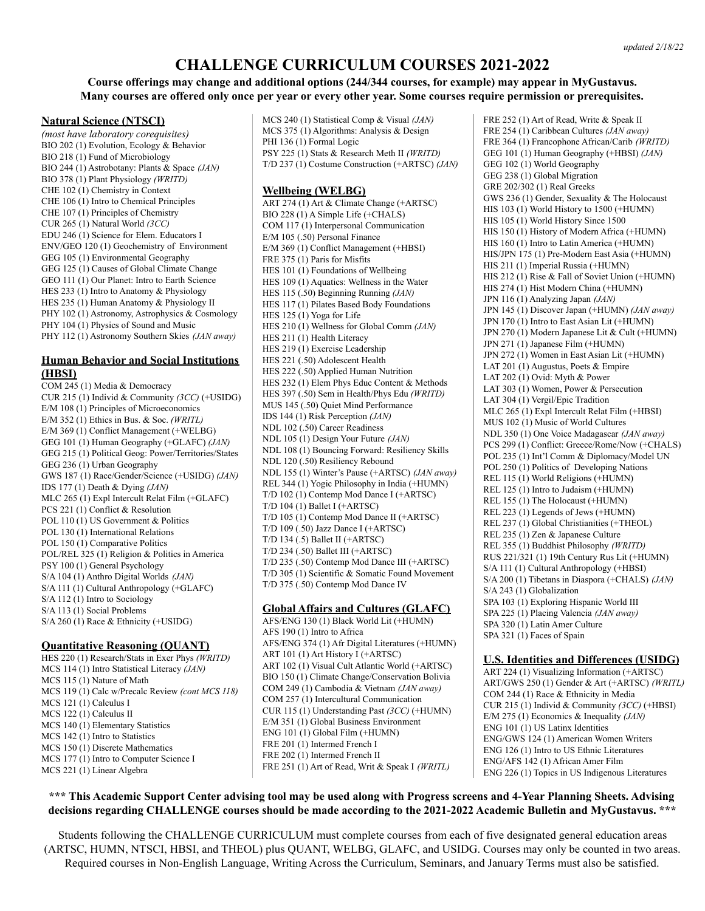*updated 2/18/22*

# CHALLENGE CURRICULUM COURSES 2021-2022

**Course offerings may change and additional options (244/344 courses, for example) may appear in MyGustavus. Many courses are offered only once per year or every other year. Some courses require permission or prerequisites.**

## Natural Science (NTSCI)

*(most have laboratory corequisites)*

BIO 202 (1) Evolution, Ecology & Behavior
BIO 218 (1) Fund of Microbiology
BIO 244 (1) Astrobotany: Plants & Space *(JAN)*
BIO 378 (1) Plant Physiology *(WRITD)*
CHE 102 (1) Chemistry in Context
CHE 106 (1) Intro to Chemical Principles
CHE 107 (1) Principles of Chemistry
CUR 265 (1) Natural World *(3CC)*
EDU 246 (1) Science for Elem. Educators I
ENV/GEO 120 (1) Geochemistry of Environment
GEG 105 (1) Environmental Geography
GEG 125 (1) Causes of Global Climate Change
GEO 111 (1) Our Planet: Intro to Earth Science
HES 233 (1) Intro to Anatomy & Physiology
HES 235 (1) Human Anatomy & Physiology II
PHY 102 (1) Astronomy, Astrophysics & Cosmology
PHY 104 (1) Physics of Sound and Music
PHY 112 (1) Astronomy Southern Skies *(JAN away)*

## Human Behavior and Social Institutions (HBSI)

COM 245 (1) Media & Democracy
CUR 215 (1) Individ & Community *(3CC)* (+USIDG)
E/M 108 (1) Principles of Microeconomics
E/M 352 (1) Ethics in Bus. & Soc. *(WRITL)*
E/M 369 (1) Conflict Management (+WELBG)
GEG 101 (1) Human Geography (+GLAFC) *(JAN)*
GEG 215 (1) Political Geog: Power/Territories/States
GEG 236 (1) Urban Geography
GWS 187 (1) Race/Gender/Science (+USIDG) *(JAN)*
IDS 177 (1) Death & Dying *(JAN)*
MLC 265 (1) Expl Intercult Relat Film (+GLAFC)
PCS 221 (1) Conflict & Resolution
POL 110 (1) US Government & Politics
POL 130 (1) International Relations
POL 150 (1) Comparative Politics
POL/REL 325 (1) Religion & Politics in America
PSY 100 (1) General Psychology
S/A 104 (1) Anthro Digital Worlds *(JAN)*
S/A 111 (1) Cultural Anthropology (+GLAFC)
S/A 112 (1) Intro to Sociology
S/A 113 (1) Social Problems
S/A 260 (1) Race & Ethnicity (+USIDG)

## Quantitative Reasoning (QUANT)

HES 220 (1) Research/Stats in Exer Phys *(WRITD)*
MCS 114 (1) Intro Statistical Literacy *(JAN)*
MCS 115 (1) Nature of Math
MCS 119 (1) Calc w/Precalc Review *(cont MCS 118)*
MCS 121 (1) Calculus I
MCS 122 (1) Calculus II
MCS 140 (1) Elementary Statistics
MCS 142 (1) Intro to Statistics
MCS 150 (1) Discrete Mathematics
MCS 177 (1) Intro to Computer Science I
MCS 221 (1) Linear Algebra
MCS 240 (1) Statistical Comp & Visual *(JAN)*
MCS 375 (1) Algorithms: Analysis & Design
PHI 136 (1) Formal Logic
PSY 225 (1) Stats & Research Meth II *(WRITD)*
T/D 237 (1) Costume Construction (+ARTSC) *(JAN)*

## Wellbeing (WELBG)

ART 274 (1) Art & Climate Change (+ARTSC)
BIO 228 (1) A Simple Life (+CHALS)
COM 117 (1) Interpersonal Communication
E/M 105 (.50) Personal Finance
E/M 369 (1) Conflict Management (+HBSI)
FRE 375 (1) Paris for Misfits
HES 101 (1) Foundations of Wellbeing
HES 109 (1) Aquatics: Wellness in the Water
HES 115 (.50) Beginning Running *(JAN)*
HES 117 (1) Pilates Based Body Foundations
HES 125 (1) Yoga for Life
HES 210 (1) Wellness for Global Comm *(JAN)*
HES 211 (1) Health Literacy
HES 219 (1) Exercise Leadership
HES 221 (.50) Adolescent Health
HES 222 (.50) Applied Human Nutrition
HES 232 (1) Elem Phys Educ Content & Methods
HES 397 (.50) Sem in Health/Phys Edu *(WRITD)*
MUS 145 (.50) Quiet Mind Performance
IDS 144 (1) Risk Perception *(JAN)*
NDL 102 (.50) Career Readiness
NDL 105 (1) Design Your Future *(JAN)*
NDL 108 (1) Bouncing Forward: Resiliency Skills
NDL 120 (.50) Resiliency Rebound
NDL 155 (1) Winter's Pause (+ARTSC) *(JAN away)*
REL 344 (1) Yogic Philosophy in India (+HUMN)
T/D 102 (1) Contemp Mod Dance I (+ARTSC)
T/D 104 (1) Ballet I (+ARTSC)
T/D 105 (1) Contemp Mod Dance II (+ARTSC)
T/D 109 (.50) Jazz Dance I (+ARTSC)
T/D 134 (.5) Ballet II (+ARTSC)
T/D 234 (.50) Ballet III (+ARTSC)
T/D 235 (.50) Contemp Mod Dance III (+ARTSC)
T/D 305 (1) Scientific & Somatic Found Movement
T/D 375 (.50) Contemp Mod Dance IV

## Global Affairs and Cultures (GLAFC)

AFS/ENG 130 (1) Black World Lit (+HUMN)
AFS 190 (1) Intro to Africa
AFS/ENG 374 (1) Afr Digital Literatures (+HUMN)
ART 101 (1) Art History I (+ARTSC)
ART 102 (1) Visual Cult Atlantic World (+ARTSC)
BIO 150 (1) Climate Change/Conservation Bolivia
COM 249 (1) Cambodia & Vietnam *(JAN away)*
COM 257 (1) Intercultural Communication
CUR 115 (1) Understanding Past *(3CC)* (+HUMN)
E/M 351 (1) Global Business Environment
ENG 101 (1) Global Film (+HUMN)
FRE 201 (1) Intermed French I
FRE 202 (1) Intermed French II
FRE 251 (1) Art of Read, Writ & Speak I *(WRITL)*
FRE 252 (1) Art of Read, Write & Speak II
FRE 254 (1) Caribbean Cultures *(JAN away)*
FRE 364 (1) Francophone African/Carib *(WRITD)*
GEG 101 (1) Human Geography (+HBSI) *(JAN)*
GEG 102 (1) World Geography
GEG 238 (1) Global Migration
GRE 202/302 (1) Real Greeks
GWS 236 (1) Gender, Sexuality & The Holocaust
HIS 103 (1) World History to 1500 (+HUMN)
HIS 105 (1) World History Since 1500
HIS 150 (1) History of Modern Africa (+HUMN)
HIS 160 (1) Intro to Latin America (+HUMN)
HIS/JPN 175 (1) Pre-Modern East Asia (+HUMN)
HIS 211 (1) Imperial Russia (+HUMN)
HIS 212 (1) Rise & Fall of Soviet Union (+HUMN)
HIS 274 (1) Hist Modern China (+HUMN)
JPN 116 (1) Analyzing Japan *(JAN)*
JPN 145 (1) Discover Japan (+HUMN) *(JAN away)*
JPN 170 (1) Intro to East Asian Lit (+HUMN)
JPN 270 (1) Modern Japanese Lit & Cult (+HUMN)
JPN 271 (1) Japanese Film (+HUMN)
JPN 272 (1) Women in East Asian Lit (+HUMN)
LAT 201 (1) Augustus, Poets & Empire
LAT 202 (1) Ovid: Myth & Power
LAT 303 (1) Women, Power & Persecution
LAT 304 (1) Vergil/Epic Tradition
MLC 265 (1) Expl Intercult Relat Film (+HBSI)
MUS 102 (1) Music of World Cultures
NDL 350 (1) One Voice Madagascar *(JAN away)*
PCS 299 (1) Conflict: Greece/Rome/Now (+CHALS)
POL 235 (1) Int'l Comm & Diplomacy/Model UN
POL 250 (1) Politics of Developing Nations
REL 115 (1) World Religions (+HUMN)
REL 125 (1) Intro to Judaism (+HUMN)
REL 155 (1) The Holocaust (+HUMN)
REL 223 (1) Legends of Jews (+HUMN)
REL 237 (1) Global Christianities (+THEOL)
REL 235 (1) Zen & Japanese Culture
REL 355 (1) Buddhist Philosophy *(WRITD)*
RUS 221/321 (1) 19th Century Rus Lit (+HUMN)
S/A 111 (1) Cultural Anthropology (+HBSI)
S/A 200 (1) Tibetans in Diaspora (+CHALS) *(JAN)*
S/A 243 (1) Globalization
SPA 103 (1) Exploring Hispanic World III
SPA 225 (1) Placing Valencia *(JAN away)*
SPA 320 (1) Latin Amer Culture
SPA 321 (1) Faces of Spain

## U.S. Identities and Differences (USIDG)

ART 224 (1) Visualizing Information (+ARTSC)
ART/GWS 250 (1) Gender & Art (+ARTSC) *(WRITL)*
COM 244 (1) Race & Ethnicity in Media
CUR 215 (1) Individ & Community *(3CC)* (+HBSI)
E/M 275 (1) Economics & Inequality *(JAN)*
ENG 101 (1) US Latinx Identities
ENG/GWS 124 (1) American Women Writers
ENG 126 (1) Intro to US Ethnic Literatures
ENG/AFS 142 (1) African Amer Film
ENG 226 (1) Topics in US Indigenous Literatures

**\*\*\* This Academic Support Center advising tool may be used along with Progress screens and 4-Year Planning Sheets. Advising decisions regarding CHALLENGE courses should be made according to the 2021-2022 Academic Bulletin and MyGustavus. \*\*\***

Students following the CHALLENGE CURRICULUM must complete courses from each of five designated general education areas (ARTSC, HUMN, NTSCI, HBSI, and THEOL) plus QUANT, WELBG, GLAFC, and USIDG. Courses may only be counted in two areas. Required courses in Non-English Language, Writing Across the Curriculum, Seminars, and January Terms must also be satisfied.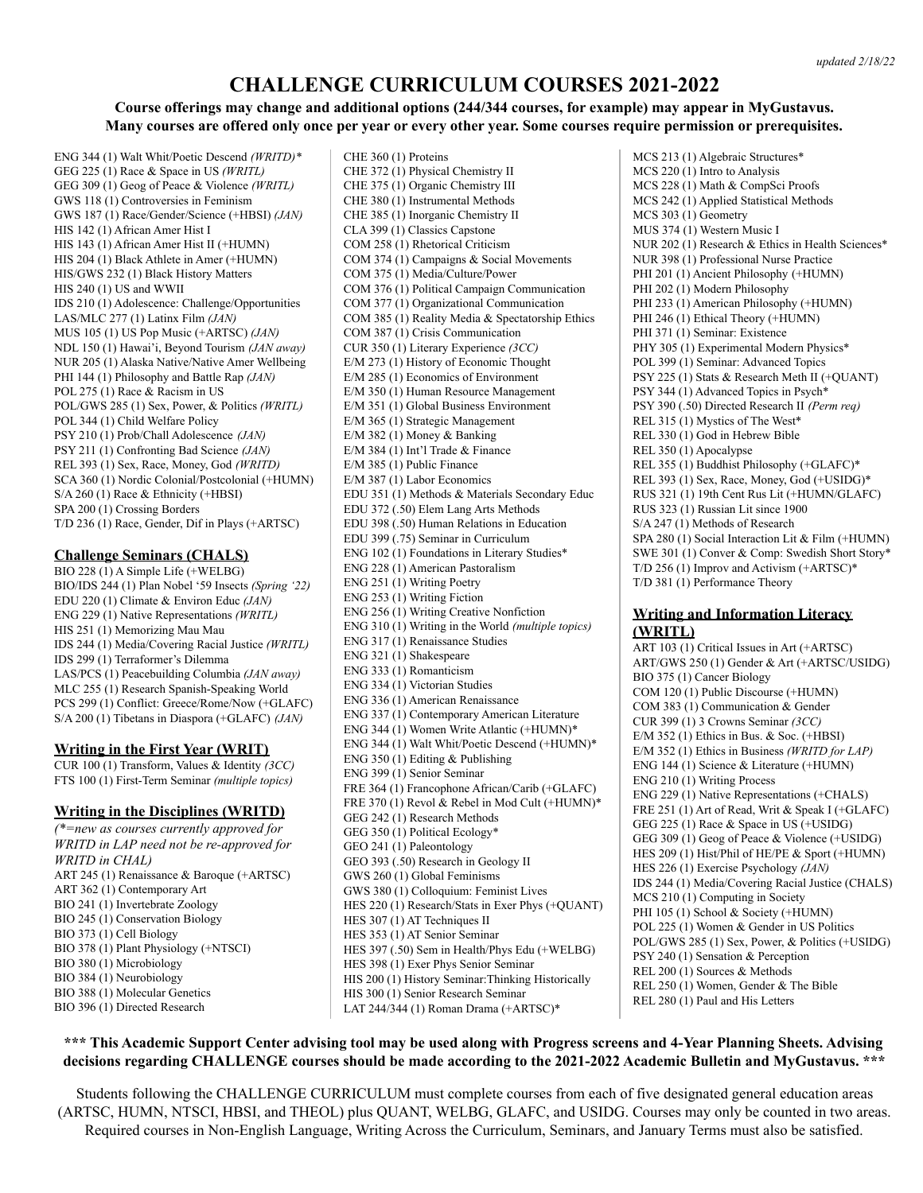updated 2/18/22

# CHALLENGE CURRICULUM COURSES 2021-2022

**Course offerings may change and additional options (244/344 courses, for example) may appear in MyGustavus. Many courses are offered only once per year or every other year. Some courses require permission or prerequisites.**

ENG 344 (1) Walt Whit/Poetic Descend *(WRITD)**
GEG 225 (1) Race & Space in US *(WRITL)*
GEG 309 (1) Geog of Peace & Violence *(WRITL)*
GWS 118 (1) Controversies in Feminism
GWS 187 (1) Race/Gender/Science (+HBSI) *(JAN)*
HIS 142 (1) African Amer Hist I
HIS 143 (1) African Amer Hist II (+HUMN)
HIS 204 (1) Black Athlete in Amer (+HUMN)
HIS/GWS 232 (1) Black History Matters
HIS 240 (1) US and WWII
IDS 210 (1) Adolescence: Challenge/Opportunities
LAS/MLC 277 (1) Latinx Film *(JAN)*
MUS 105 (1) US Pop Music (+ARTSC) *(JAN)*
NDL 150 (1) Hawai'i, Beyond Tourism *(JAN away)*
NUR 205 (1) Alaska Native/Native Amer Wellbeing
PHI 144 (1) Philosophy and Battle Rap *(JAN)*
POL 275 (1) Race & Racism in US
POL/GWS 285 (1) Sex, Power, & Politics *(WRITL)*
POL 344 (1) Child Welfare Policy
PSY 210 (1) Prob/Chall Adolescence *(JAN)*
PSY 211 (1) Confronting Bad Science *(JAN)*
REL 393 (1) Sex, Race, Money, God *(WRITD)*
SCA 360 (1) Nordic Colonial/Postcolonial (+HUMN)
S/A 260 (1) Race & Ethnicity (+HBSI)
SPA 200 (1) Crossing Borders
T/D 236 (1) Race, Gender, Dif in Plays (+ARTSC)

## Challenge Seminars (CHALS)

BIO 228 (1) A Simple Life (+WELBG)
BIO/IDS 244 (1) Plan Nobel '59 Insects *(Spring '22)*
EDU 220 (1) Climate & Environ Educ *(JAN)*
ENG 229 (1) Native Representations *(WRITL)*
HIS 251 (1) Memorizing Mau Mau
IDS 244 (1) Media/Covering Racial Justice *(WRITL)*
IDS 299 (1) Terraformer's Dilemma
LAS/PCS (1) Peacebuilding Columbia *(JAN away)*
MLC 255 (1) Research Spanish-Speaking World
PCS 299 (1) Conflict: Greece/Rome/Now (+GLAFC)
S/A 200 (1) Tibetans in Diaspora (+GLAFC) *(JAN)*

## Writing in the First Year (WRIT)

CUR 100 (1) Transform, Values & Identity *(3CC)*
FTS 100 (1) First-Term Seminar *(multiple topics)*

## Writing in the Disciplines (WRITD)

*(*=new as courses currently approved for WRITD in LAP need not be re-approved for WRITD in CHAL)*

ART 245 (1) Renaissance & Baroque (+ARTSC)
ART 362 (1) Contemporary Art
BIO 241 (1) Invertebrate Zoology
BIO 245 (1) Conservation Biology
BIO 373 (1) Cell Biology
BIO 378 (1) Plant Physiology (+NTSCI)
BIO 380 (1) Microbiology
BIO 384 (1) Neurobiology
BIO 388 (1) Molecular Genetics
BIO 396 (1) Directed Research
CHE 360 (1) Proteins
CHE 372 (1) Physical Chemistry II
CHE 375 (1) Organic Chemistry III
CHE 380 (1) Instrumental Methods
CHE 385 (1) Inorganic Chemistry II
CLA 399 (1) Classics Capstone
COM 258 (1) Rhetorical Criticism
COM 374 (1) Campaigns & Social Movements
COM 375 (1) Media/Culture/Power
COM 376 (1) Political Campaign Communication
COM 377 (1) Organizational Communication
COM 385 (1) Reality Media & Spectatorship Ethics
COM 387 (1) Crisis Communication
CUR 350 (1) Literary Experience *(3CC)*
E/M 273 (1) History of Economic Thought
E/M 285 (1) Economics of Environment
E/M 350 (1) Human Resource Management
E/M 351 (1) Global Business Environment
E/M 365 (1) Strategic Management
E/M 382 (1) Money & Banking
E/M 384 (1) Int'l Trade & Finance
E/M 385 (1) Public Finance
E/M 387 (1) Labor Economics
EDU 351 (1) Methods & Materials Secondary Educ
EDU 372 (.50) Elem Lang Arts Methods
EDU 398 (.50) Human Relations in Education
EDU 399 (.75) Seminar in Curriculum
ENG 102 (1) Foundations in Literary Studies*
ENG 228 (1) American Pastoralism
ENG 251 (1) Writing Poetry
ENG 253 (1) Writing Fiction
ENG 256 (1) Writing Creative Nonfiction
ENG 310 (1) Writing in the World *(multiple topics)*
ENG 317 (1) Renaissance Studies
ENG 321 (1) Shakespeare
ENG 333 (1) Romanticism
ENG 334 (1) Victorian Studies
ENG 336 (1) American Renaissance
ENG 337 (1) Contemporary American Literature
ENG 344 (1) Women Write Atlantic (+HUMN)*
ENG 344 (1) Walt Whit/Poetic Descend (+HUMN)*
ENG 350 (1) Editing & Publishing
ENG 399 (1) Senior Seminar
FRE 364 (1) Francophone African/Carib (+GLAFC)
FRE 370 (1) Revol & Rebel in Mod Cult (+HUMN)*
GEG 242 (1) Research Methods
GEG 350 (1) Political Ecology*
GEO 241 (1) Paleontology
GEO 393 (.50) Research in Geology II
GWS 260 (1) Global Feminisms
GWS 380 (1) Colloquium: Feminist Lives
HES 220 (1) Research/Stats in Exer Phys (+QUANT)
HES 337 (1) AT Techniques II
HES 353 (1) AT Senior Seminar
HES 397 (.50) Sem in Health/Phys Edu (+WELBG)
HES 398 (1) Exer Phys Senior Seminar
HIS 200 (1) History Seminar:Thinking Historically
HIS 300 (1) Senior Research Seminar
LAT 244/344 (1) Roman Drama (+ARTSC)*
MCS 213 (1) Algebraic Structures*
MCS 220 (1) Intro to Analysis
MCS 228 (1) Math & CompSci Proofs
MCS 242 (1) Applied Statistical Methods
MCS 303 (1) Geometry
MUS 374 (1) Western Music I
NUR 202 (1) Research & Ethics in Health Sciences*
NUR 398 (1) Professional Nurse Practice
PHI 201 (1) Ancient Philosophy (+HUMN)
PHI 202 (1) Modern Philosophy
PHI 233 (1) American Philosophy (+HUMN)
PHI 246 (1) Ethical Theory (+HUMN)
PHI 371 (1) Seminar: Existence
PHY 305 (1) Experimental Modern Physics*
POL 399 (1) Seminar: Advanced Topics
PSY 225 (1) Stats & Research Meth II (+QUANT)
PSY 344 (1) Advanced Topics in Psych*
PSY 390 (.50) Directed Research II *(Perm req)*
REL 315 (1) Mystics of The West*
REL 330 (1) God in Hebrew Bible
REL 350 (1) Apocalypse
REL 355 (1) Buddhist Philosophy (+GLAFC)*
REL 393 (1) Sex, Race, Money, God (+USIDG)*
RUS 321 (1) 19th Cent Rus Lit (+HUMN/GLAFC)
RUS 323 (1) Russian Lit since 1900
S/A 247 (1) Methods of Research
SPA 280 (1) Social Interaction Lit & Film (+HUMN)
SWE 301 (1) Conver & Comp: Swedish Short Story*
T/D 256 (1) Improv and Activism (+ARTSC)*
T/D 381 (1) Performance Theory

## Writing and Information Literacy (WRITL)

ART 103 (1) Critical Issues in Art (+ARTSC)
ART/GWS 250 (1) Gender & Art (+ARTSC/USIDG)
BIO 375 (1) Cancer Biology
COM 120 (1) Public Discourse (+HUMN)
COM 383 (1) Communication & Gender
CUR 399 (1) 3 Crowns Seminar *(3CC)*
E/M 352 (1) Ethics in Bus. & Soc. (+HBSI)
E/M 352 (1) Ethics in Business *(WRITD for LAP)*
ENG 144 (1) Science & Literature (+HUMN)
ENG 210 (1) Writing Process
ENG 229 (1) Native Representations (+CHALS)
FRE 251 (1) Art of Read, Writ & Speak I (+GLAFC)
GEG 225 (1) Race & Space in US (+USIDG)
GEG 309 (1) Geog of Peace & Violence (+USIDG)
HES 209 (1) Hist/Phil of HE/PE & Sport (+HUMN)
HES 226 (1) Exercise Psychology *(JAN)*
IDS 244 (1) Media/Covering Racial Justice (CHALS)
MCS 210 (1) Computing in Society
PHI 105 (1) School & Society (+HUMN)
POL 225 (1) Women & Gender in US Politics
POL/GWS 285 (1) Sex, Power, & Politics (+USIDG)
PSY 240 (1) Sensation & Perception
REL 200 (1) Sources & Methods
REL 250 (1) Women, Gender & The Bible
REL 280 (1) Paul and His Letters

**\*\*\* This Academic Support Center advising tool may be used along with Progress screens and 4-Year Planning Sheets. Advising decisions regarding CHALLENGE courses should be made according to the 2021-2022 Academic Bulletin and MyGustavus. \*\*\***

Students following the CHALLENGE CURRICULUM must complete courses from each of five designated general education areas (ARTSC, HUMN, NTSCI, HBSI, and THEOL) plus QUANT, WELBG, GLAFC, and USIDG. Courses may only be counted in two areas. Required courses in Non-English Language, Writing Across the Curriculum, Seminars, and January Terms must also be satisfied.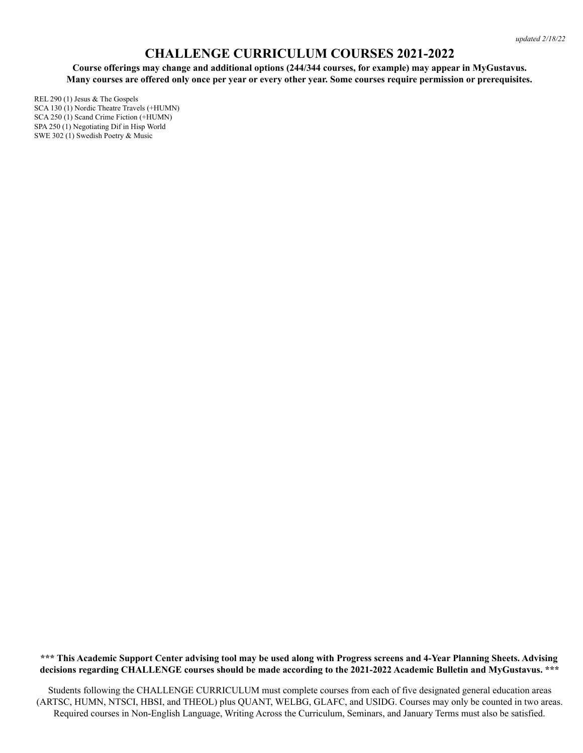*updated 2/18/22*

# CHALLENGE CURRICULUM COURSES 2021-2022

**Course offerings may change and additional options (244/344 courses, for example) may appear in MyGustavus. Many courses are offered only once per year or every other year. Some courses require permission or prerequisites.**

REL 290 (1) Jesus & The Gospels
SCA 130 (1) Nordic Theatre Travels (+HUMN)
SCA 250 (1) Scand Crime Fiction (+HUMN)
SPA 250 (1) Negotiating Dif in Hisp World
SWE 302 (1) Swedish Poetry & Music

**\*\*\* This Academic Support Center advising tool may be used along with Progress screens and 4-Year Planning Sheets. Advising decisions regarding CHALLENGE courses should be made according to the 2021-2022 Academic Bulletin and MyGustavus. \*\*\***

Students following the CHALLENGE CURRICULUM must complete courses from each of five designated general education areas (ARTSC, HUMN, NTSCI, HBSI, and THEOL) plus QUANT, WELBG, GLAFC, and USIDG. Courses may only be counted in two areas. Required courses in Non-English Language, Writing Across the Curriculum, Seminars, and January Terms must also be satisfied.